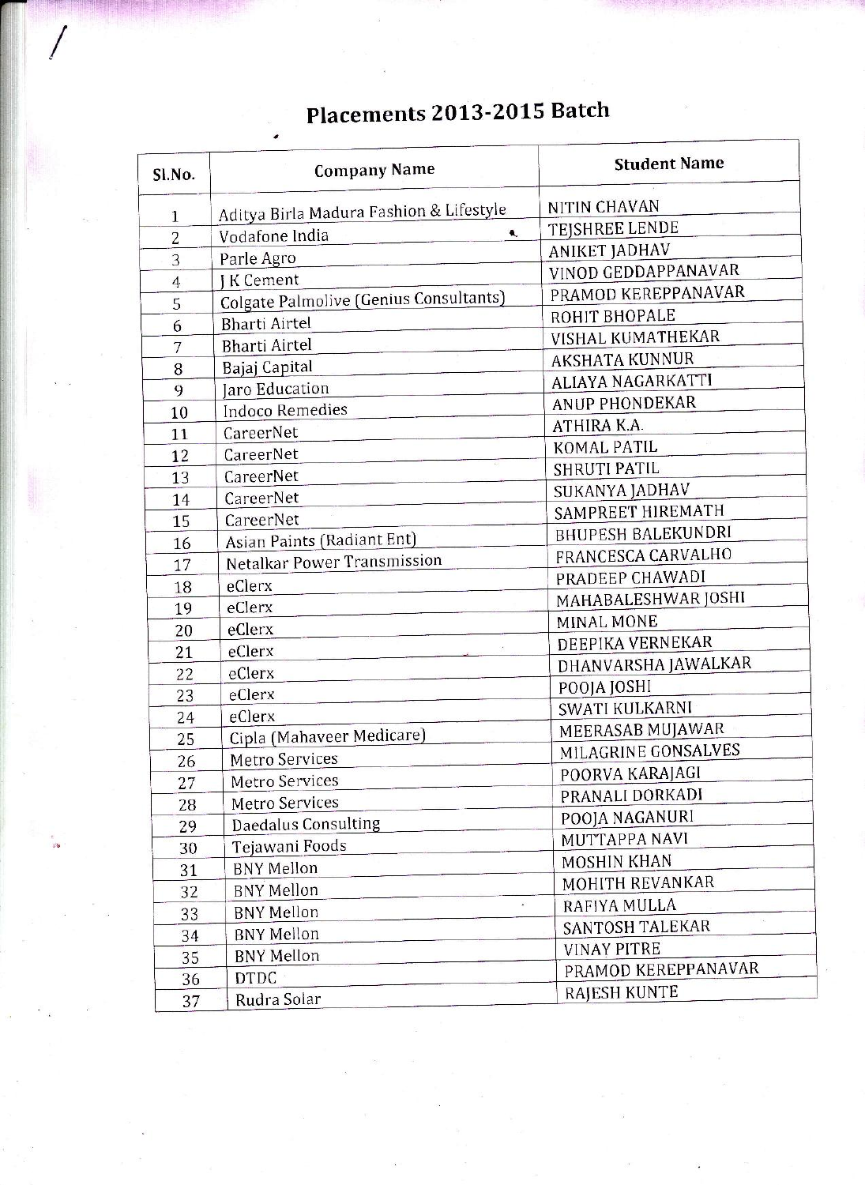# Placements 2013-2015 Batch

| Sl.No. | Company Name | Student Name |
| --- | --- | --- |
| 1 | Aditya Birla Madura Fashion & Lifestyle | NITIN CHAVAN |
| 2 | Vodafone India | TEJSHREE LENDE |
| 3 | Parle Agro | ANIKET JADHAV |
| 4 | J K Cement | VINOD GEDDAPPANAVAR |
| 5 | Colgate Palmolive (Genius Consultants) | PRAMOD KEREPPANAVAR |
| 6 | Bharti Airtel | ROHIT BHOPALE |
| 7 | Bharti Airtel | VISHAL KUMATHEKAR |
| 8 | Bajaj Capital | AKSHATA KUNNUR |
| 9 | Jaro Education | ALIAYA NAGARKATTI |
| 10 | Indoco Remedies | ANUP PHONDEKAR |
| 11 | CareerNet | ATHIRA K.A. |
| 12 | CareerNet | KOMAL PATIL |
| 13 | CareerNet | SHRUTI PATIL |
| 14 | CareerNet | SUKANYA JADHAV |
| 15 | CareerNet | SAMPREET HIREMATH |
| 16 | Asian Paints (Radiant Ent) | BHUPESH BALEKUNDRI |
| 17 | Netalkar Power Transmission | FRANCESCA CARVALHO |
| 18 | eClerx | PRADEEP CHAWADI |
| 19 | eClerx | MAHABALESHWAR JOSHI |
| 20 | eClerx | MINAL MONE |
| 21 | eClerx | DEEPIKA VERNEKAR |
| 22 | eClerx | DHANVARSHA JAWALKAR |
| 23 | eClerx | POOJA JOSHI |
| 24 | eClerx | SWATI KULKARNI |
| 25 | Cipla (Mahaveer Medicare) | MEERASAB MUJAWAR |
| 26 | Metro Services | MILAGRINE GONSALVES |
| 27 | Metro Services | POORVA KARAJAGI |
| 28 | Metro Services | PRANALI DORKADI |
| 29 | Daedalus Consulting | POOJA NAGANURI |
| 30 | Tejawani Foods | MUTTAPPA NAVI |
| 31 | BNY Mellon | MOSHIN KHAN |
| 32 | BNY Mellon | MOHITH REVANKAR |
| 33 | BNY Mellon | RAFIYA MULLA |
| 34 | BNY Mellon | SANTOSH TALEKAR |
| 35 | BNY Mellon | VINAY PITRE |
| 36 | DTDC | PRAMOD KEREPPANAVAR |
| 37 | Rudra Solar | RAJESH KUNTE |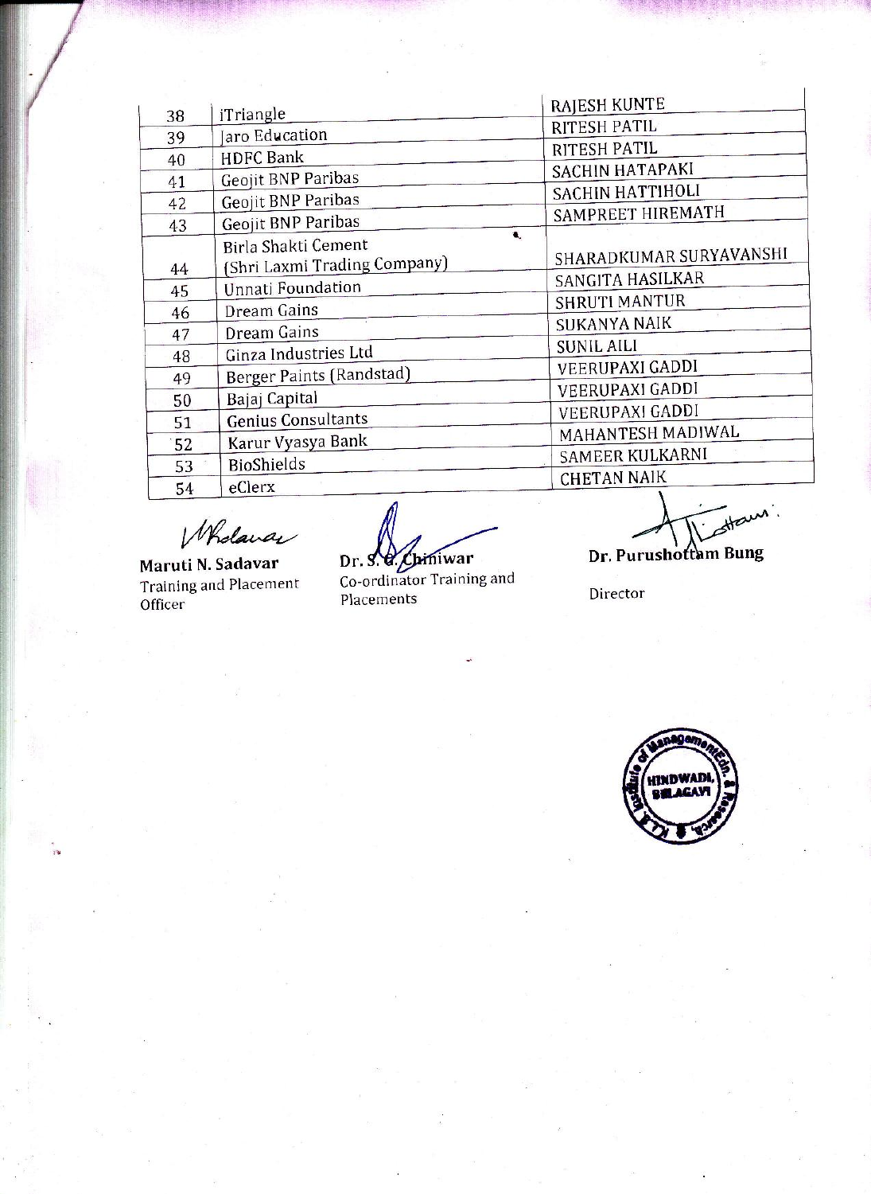| | | |
|---|---|---|
| 38 | iTriangle | RAJESH KUNTE |
| 39 | Jaro Education | RITESH PATIL |
| 40 | HDFC Bank | RITESH PATIL |
| 41 | Geojit BNP Paribas | SACHIN HATAPAKI |
| 42 | Geojit BNP Paribas | SACHIN HATTIHOLI |
| 43 | Geojit BNP Paribas | SAMPREET HIREMATH |
| 44 | Birla Shakti Cement (Shri Laxmi Trading Company) | SHARADKUMAR SURYAVANSHI |
| 45 | Unnati Foundation | SANGITA HASILKAR |
| 46 | Dream Gains | SHRUTI MANTUR |
| 47 | Dream Gains | SUKANYA NAIK |
| 48 | Ginza Industries Ltd | SUNIL AILI |
| 49 | Berger Paints (Randstad) | VEERUPAXI GADDI |
| 50 | Bajaj Capital | VEERUPAXI GADDI |
| 51 | Genius Consultants | VEERUPAXI GADDI |
| 52 | Karur Vyasya Bank | MAHANTESH MADIWAL |
| 53 | BioShields | SAMEER KULKARNI |
| 54 | eClerx | CHETAN NAIK |

**Maruti N. Sadavar**
Training and Placement Officer

**Dr. S. G. Chiniwar**
Co-ordinator Training and Placements

**Dr. Purushottam Bung**
Director

K.L.S. Institute of Management Edn. & Research, HINDWADI, BELAGAVI